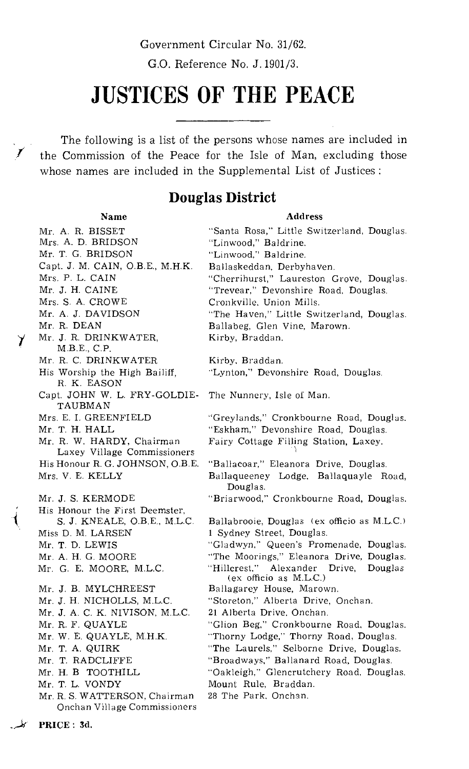Government Circular No. 31/62.

G.O. Reference No. J. 1901/3.

# JUSTICES OF THE PEACE

The following is a list of the persons whose names are included in the Commission of the Peace for the Isle of Man, excluding those whose names are included in the Supplemental List of Justices :

## Douglas District

| Name | Address |
|---|---|
| Mr. A. R. BISSET | "Santa Rosa," Little Switzerland, Douglas. |
| Mrs. A. D. BRIDSON | "Linwood," Baldrine. |
| Mr. T. G. BRIDSON | "Linwood," Baldrine. |
| Capt. J. M. CAIN, O.B.E., M.H.K. | Ballaskeddan, Derbyhaven. |
| Mrs. P. L. CAIN | "Cherrihurst," Laureston Grove, Douglas. |
| Mr. J. H. CAINE | "Trevear," Devonshire Road, Douglas. |
| Mrs. S. A. CROWE | Cronkville, Union Mills. |
| Mr. A. J. DAVIDSON | "The Haven," Little Switzerland, Douglas. |
| Mr. R. DEAN | Ballabeg, Glen Vine, Marown. |
| Mr. J. R. DRINKWATER, M.B.E., C.P. | Kirby, Braddan. |
| Mr. R. C. DRINKWATER | Kirby, Braddan. |
| His Worship the High Bailiff, R. K. EASON | "Lynton," Devonshire Road, Douglas. |
| Capt. JOHN W. L. FRY-GOLDIE-TAUBMAN | The Nunnery, Isle of Man. |
| Mrs. E. I. GREENFIELD | "Greylands," Cronkbourne Road, Douglas. |
| Mr. T. H. HALL | "Eskham," Devonshire Road, Douglas. |
| Mr. R. W. HARDY, Chairman Laxey Village Commissioners | Fairy Cottage Filling Station, Laxey. |
| His Honour R. G. JOHNSON, O.B.E. | "Ballacoar," Eleanora Drive, Douglas. |
| Mrs. V. E. KELLY | Ballaqueeney Lodge, Ballaquayle Road, Douglas. |
| Mr. J. S. KERMODE | "Briarwood," Cronkbourne Road, Douglas. |
| His Honour the First Deemster, S. J. KNEALE, O.B.E., M.L.C. | Ballabrooie, Douglas (ex officio as M.L.C.) |
| Miss D. M. LARSEN | 1 Sydney Street, Douglas. |
| Mr. T. D. LEWIS | "Gladwyn," Queen's Promenade, Douglas. |
| Mr. A. H. G. MOORE | "The Moorings," Eleanora Drive, Douglas. |
| Mr. G. E. MOORE, M.L.C. | "Hillcrest," Alexander Drive, Douglas (ex officio as M.L.C.) |
| Mr. J. B. MYLCHREEST | Ballagarey House, Marown. |
| Mr. J. H. NICHOLLS, M.L.C. | "Storeton," Alberta Drive, Onchan. |
| Mr. J. A. C. K. NIVISON, M.L.C. | 21 Alberta Drive, Onchan. |
| Mr. R. F. QUAYLE | "Glion Beg," Cronkbourne Road, Douglas. |
| Mr. W. E. QUAYLE, M.H.K. | "Thorny Lodge," Thorny Road, Douglas. |
| Mr. T. A. QUIRK | "The Laurels," Selborne Drive, Douglas. |
| Mr. T. RADCLIFFE | "Broadways," Ballanard Road, Douglas. |
| Mr. H. B TOOTHILL | "Oakleigh," Glencrutchery Road, Douglas. |
| Mr. T. L. VONDY | Mount Rule, Braddan. |
| Mr. R. S. WATTERSON, Chairman Onchan Village Commissioners | 28 The Park, Onchan. |

**PRICE : 3d.**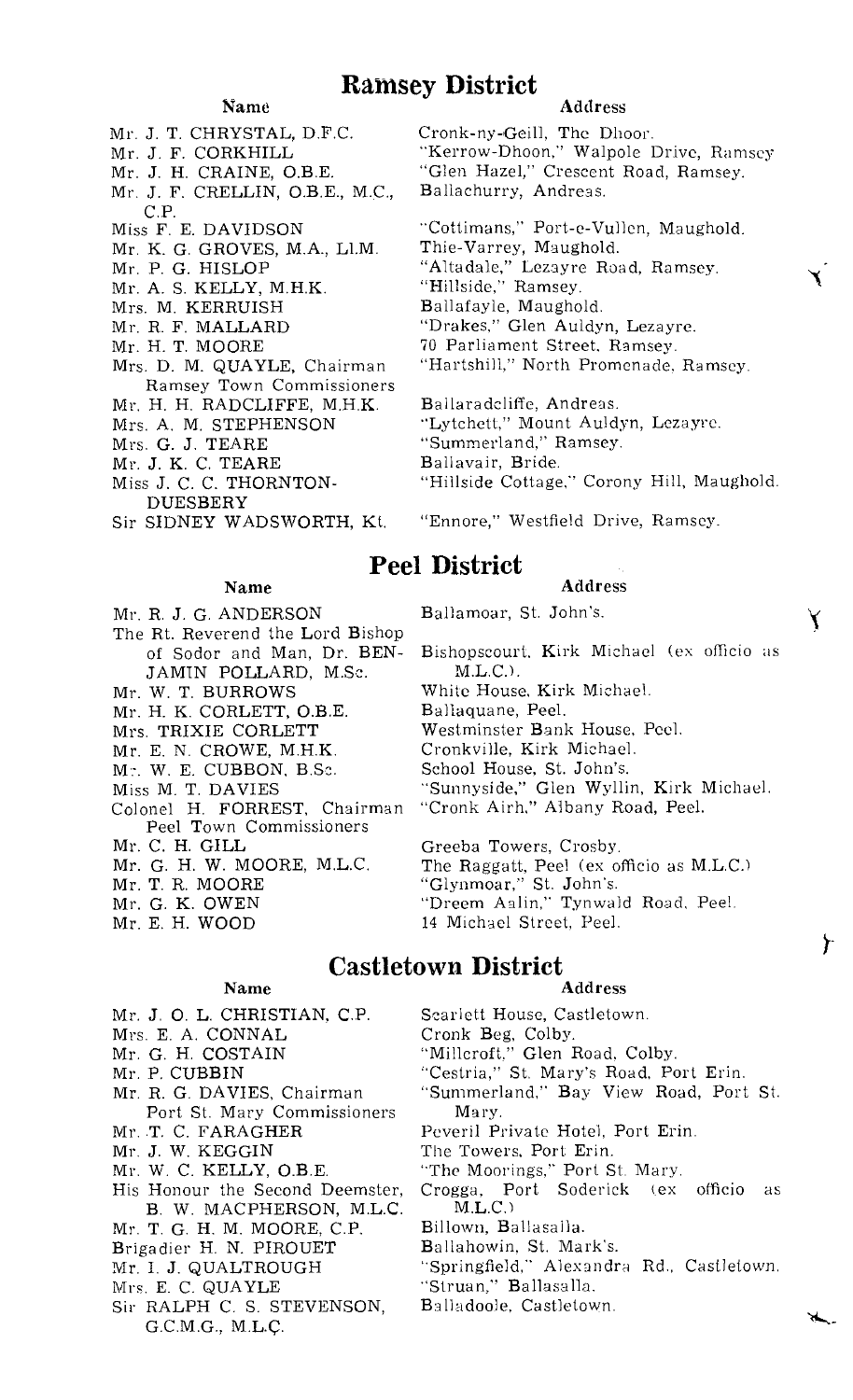## Ramsey District

| Name | Address |
|---|---|
| Mr. J. T. CHRYSTAL, D.F.C. | Cronk-ny-Geill, The Dhoor. |
| Mr. J. F. CORKHILL | "Kerrow-Dhoon," Walpole Drive, Ramsey |
| Mr. J. H. CRAINE, O.B.E. | "Glen Hazel," Crescent Road, Ramsey. |
| Mr. J. F. CRELLIN, O.B.E., M.C., C.P. | Ballachurry, Andreas. |
| Miss F. E. DAVIDSON | "Cottimans," Port-e-Vullen, Maughold. |
| Mr. K. G. GROVES, M.A., Ll.M. | Thie-Varrey, Maughold. |
| Mr. P. G. HISLOP | "Altadale," Lezayre Road, Ramsey. |
| Mr. A. S. KELLY, M.H.K. | "Hillside," Ramsey. |
| Mrs. M. KERRUISH | Ballafayle, Maughold. |
| Mr. R. F. MALLARD | "Drakes," Glen Auldyn, Lezayre. |
| Mr. H. T. MOORE | 70 Parliament Street, Ramsey. |
| Mrs. D. M. QUAYLE, Chairman Ramsey Town Commissioners | "Hartshill," North Promenade, Ramsey. |
| Mr. H. H. RADCLIFFE, M.H.K. | Ballaradcliffe, Andreas. |
| Mrs. A. M. STEPHENSON | "Lytchett," Mount Auldyn, Lezayre. |
| Mrs. G. J. TEARE | "Summerland," Ramsey. |
| Mr. J. K. C. TEARE | Ballavair, Bride. |
| Miss J. C. C. THORNTON-DUESBERY | "Hillside Cottage," Corony Hill, Maughold. |
| Sir SIDNEY WADSWORTH, Kt. | "Ennore," Westfield Drive, Ramsey. |

## Peel District

| Name | Address |
|---|---|
| Mr. R. J. G. ANDERSON | Ballamoar, St. John's. |
| The Rt. Reverend the Lord Bishop of Sodor and Man, Dr. BENJAMIN POLLARD, M.Sc. | Bishopscourt, Kirk Michael (ex officio as M.L.C.). |
| Mr. W. T. BURROWS | White House, Kirk Michael. |
| Mr. H. K. CORLETT, O.B.E. | Ballaquane, Peel. |
| Mrs. TRIXIE CORLETT | Westminster Bank House, Peel. |
| Mr. E. N. CROWE, M.H.K. | Cronkville, Kirk Michael. |
| Mr. W. E. CUBBON, B.Sc. | School House, St. John's. |
| Miss M. T. DAVIES | "Sunnyside," Glen Wyllin, Kirk Michael. |
| Colonel H. FORREST, Chairman Peel Town Commissioners | "Cronk Airh," Albany Road, Peel. |
| Mr. C. H. GILL | Greeba Towers, Crosby. |
| Mr. G. H. W. MOORE, M.L.C. | The Raggatt, Peel (ex officio as M.L.C.) |
| Mr. T. R. MOORE | "Glynmoar," St. John's. |
| Mr. G. K. OWEN | "Dreem Aalin," Tynwald Road, Peel. |
| Mr. E. H. WOOD | 14 Michael Street, Peel. |

## Castletown District

| Name | Address |
|---|---|
| Mr. J. O. L. CHRISTIAN, C.P. | Scarlett House, Castletown. |
| Mrs. E. A. CONNAL | Cronk Beg, Colby. |
| Mr. G. H. COSTAIN | "Millcroft," Glen Road, Colby. |
| Mr. P. CUBBIN | "Cestria," St. Mary's Road, Port Erin. |
| Mr. R. G. DAVIES, Chairman Port St. Mary Commissioners | "Summerland," Bay View Road, Port St. Mary. |
| Mr. T. C. FARAGHER | Peveril Private Hotel, Port Erin. |
| Mr. J. W. KEGGIN | The Towers, Port Erin. |
| Mr. W. C. KELLY, O.B.E. | "The Moorings," Port St. Mary. |
| His Honour the Second Deemster, B. W. MACPHERSON, M.L.C. | Crogga, Port Soderick (ex officio as M.L.C.) |
| Mr. T. G. H. M. MOORE, C.P. | Billown, Ballasalla. |
| Brigadier H. N. PIROUET | Ballahowin, St. Mark's. |
| Mr. I. J. QUALTROUGH | "Springfield," Alexandra Rd., Castletown. |
| Mrs. E. C. QUAYLE | "Struan," Ballasalla. |
| Sir RALPH C. S. STEVENSON, G.C.M.G., M.L.C. | Balladoole, Castletown. |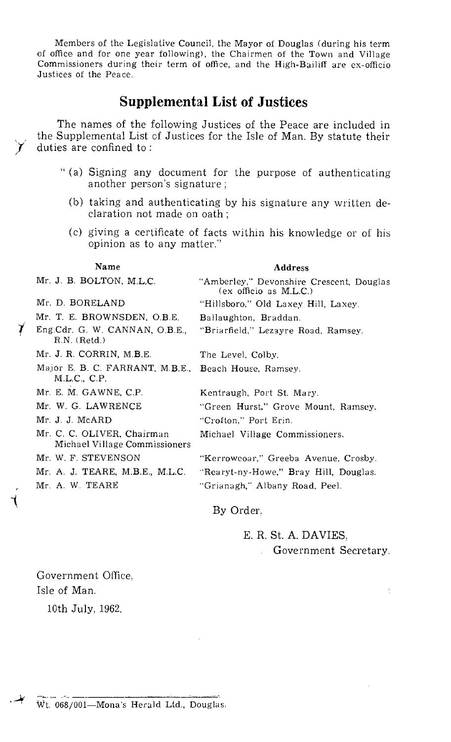Members of the Legislative Council, the Mayor of Douglas (during his term of office and for one year following), the Chairmen of the Town and Village Commissioners during their term of office, and the High-Bailiff are ex-officio Justices of the Peace.

## Supplemental List of Justices

The names of the following Justices of the Peace are included in the Supplemental List of Justices for the Isle of Man. By statute their duties are confined to:

"(a) Signing any document for the purpose of authenticating another person's signature;

(b) taking and authenticating by his signature any written declaration not made on oath;

(c) giving a certificate of facts within his knowledge or of his opinion as to any matter."

| Name | Address |
|---|---|
| Mr. J. B. BOLTON, M.L.C. | "Amberley," Devonshire Crescent, Douglas (ex officio as M.L.C.) |
| Mr. D. BORELAND | "Hillsboro," Old Laxey Hill, Laxey. |
| Mr. T. E. BROWNSDEN, O.B.E. | Ballaughton, Braddan. |
| Eng.Cdr. G. W. CANNAN, O.B.E., R.N. (Retd.) | "Briarfield," Lezayre Road, Ramsey. |
| Mr. J. R. CORRIN, M.B.E. | The Level, Colby. |
| Major E. B. C. FARRANT, M.B.E., M.L.C., C.P. | Beach House, Ramsey. |
| Mr. E. M. GAWNE, C.P. | Kentraugh, Port St. Mary. |
| Mr. W. G. LAWRENCE | "Green Hurst," Grove Mount, Ramsey. |
| Mr. J. J. McARD | "Crofton," Port Erin. |
| Mr. C. C. OLIVER, Chairman Michael Village Commissioners | Michael Village Commissioners. |
| Mr. W. F. STEVENSON | "Kerrowcoar," Greeba Avenue, Crosby. |
| Mr. A. J. TEARE, M.B.E., M.L.C. | "Rearyt-ny-Howe," Bray Hill, Douglas. |
| Mr. A. W. TEARE | "Grianagh," Albany Road, Peel. |

By Order,

E. R. St. A. DAVIES,
Government Secretary.

Government Office,
Isle of Man.

10th July, 1962.

Wt. 068/001—Mona's Herald Ltd., Douglas.